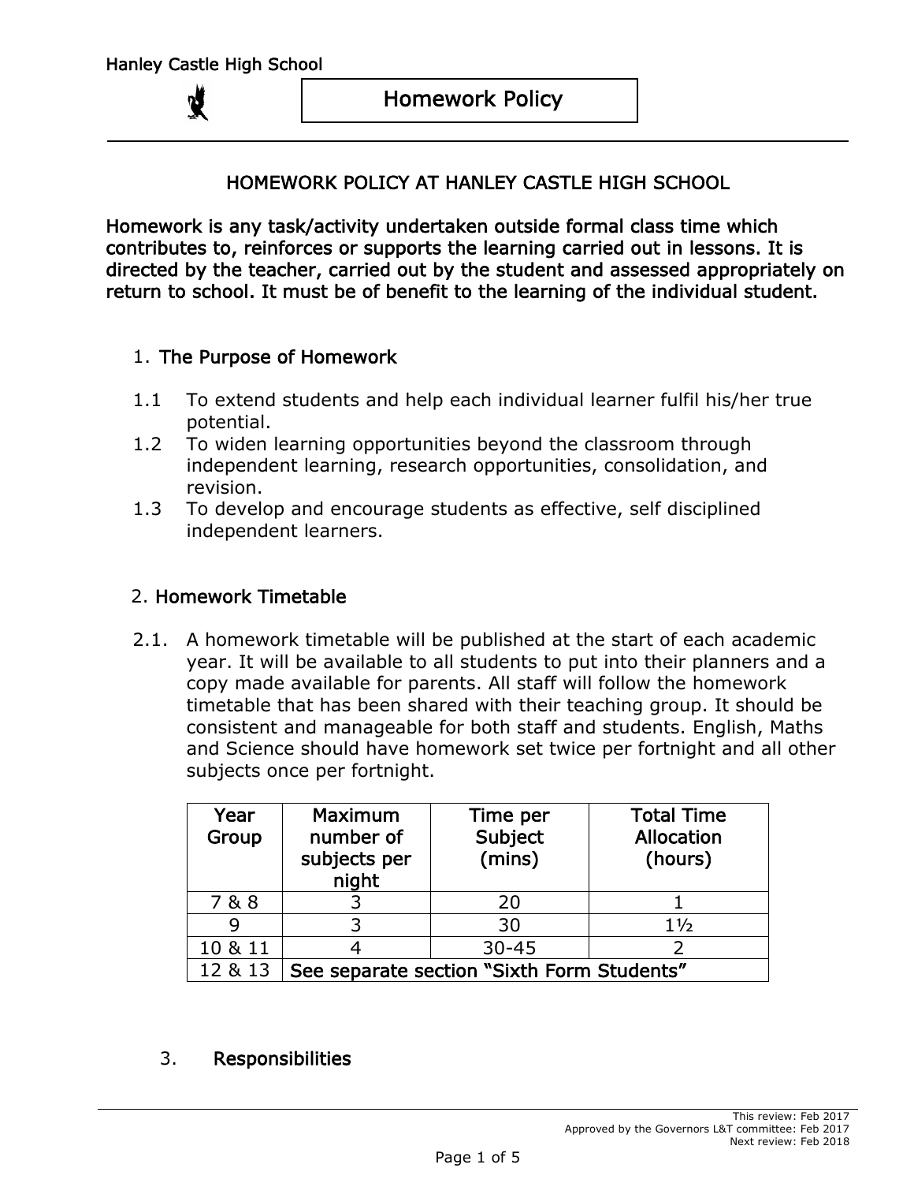# HOMEWORK POLICY AT HANLEY CASTLE HIGH SCHOOL

**Homework is any task/activity undertaken outside formal class time which contributes to, reinforces or supports the learning carried out in lessons. It is directed by the teacher, carried out by the student and assessed appropriately on return to school. It must be of benefit to the learning of the individual student.**

## 1. The Purpose of Homework

1.1 To extend students and help each individual learner fulfil his/her true potential.

1.2 To widen learning opportunities beyond the classroom through independent learning, research opportunities, consolidation, and revision.

1.3 To develop and encourage students as effective, self disciplined independent learners.

## 2. Homework Timetable

2.1. A homework timetable will be published at the start of each academic year. It will be available to all students to put into their planners and a copy made available for parents. All staff will follow the homework timetable that has been shared with their teaching group. It should be consistent and manageable for both staff and students. English, Maths and Science should have homework set twice per fortnight and all other subjects once per fortnight.

| Year Group | Maximum number of subjects per night | Time per Subject (mins) | Total Time Allocation (hours) |
|---|---|---|---|
| 7 & 8 | 3 | 20 | 1 |
| 9 | 3 | 30 | 1½ |
| 10 & 11 | 4 | 30-45 | 2 |
| 12 & 13 | See separate section "Sixth Form Students" | | |

## 3. Responsibilities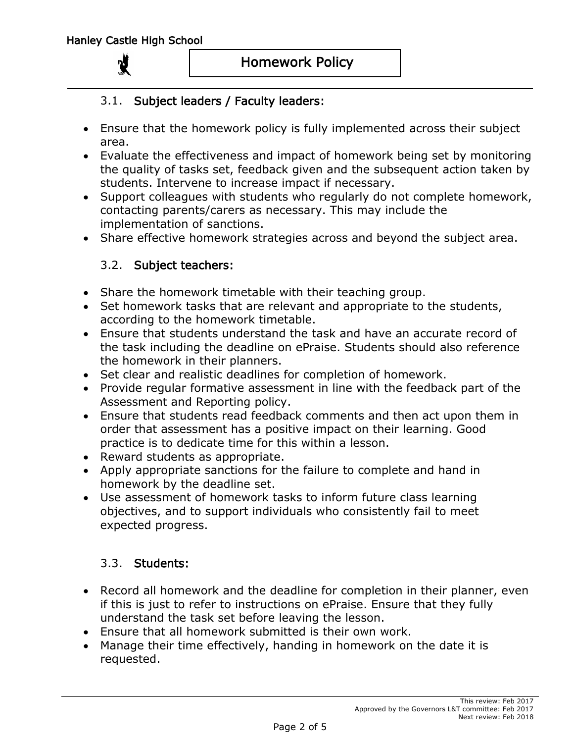### 3.1. Subject leaders / Faculty leaders:

- Ensure that the homework policy is fully implemented across their subject area.
- Evaluate the effectiveness and impact of homework being set by monitoring the quality of tasks set, feedback given and the subsequent action taken by students. Intervene to increase impact if necessary.
- Support colleagues with students who regularly do not complete homework, contacting parents/carers as necessary. This may include the implementation of sanctions.
- Share effective homework strategies across and beyond the subject area.

### 3.2. Subject teachers:

- Share the homework timetable with their teaching group.
- Set homework tasks that are relevant and appropriate to the students, according to the homework timetable.
- Ensure that students understand the task and have an accurate record of the task including the deadline on ePraise. Students should also reference the homework in their planners.
- Set clear and realistic deadlines for completion of homework.
- Provide regular formative assessment in line with the feedback part of the Assessment and Reporting policy.
- Ensure that students read feedback comments and then act upon them in order that assessment has a positive impact on their learning. Good practice is to dedicate time for this within a lesson.
- Reward students as appropriate.
- Apply appropriate sanctions for the failure to complete and hand in homework by the deadline set.
- Use assessment of homework tasks to inform future class learning objectives, and to support individuals who consistently fail to meet expected progress.

### 3.3. Students:

- Record all homework and the deadline for completion in their planner, even if this is just to refer to instructions on ePraise. Ensure that they fully understand the task set before leaving the lesson.
- Ensure that all homework submitted is their own work.
- Manage their time effectively, handing in homework on the date it is requested.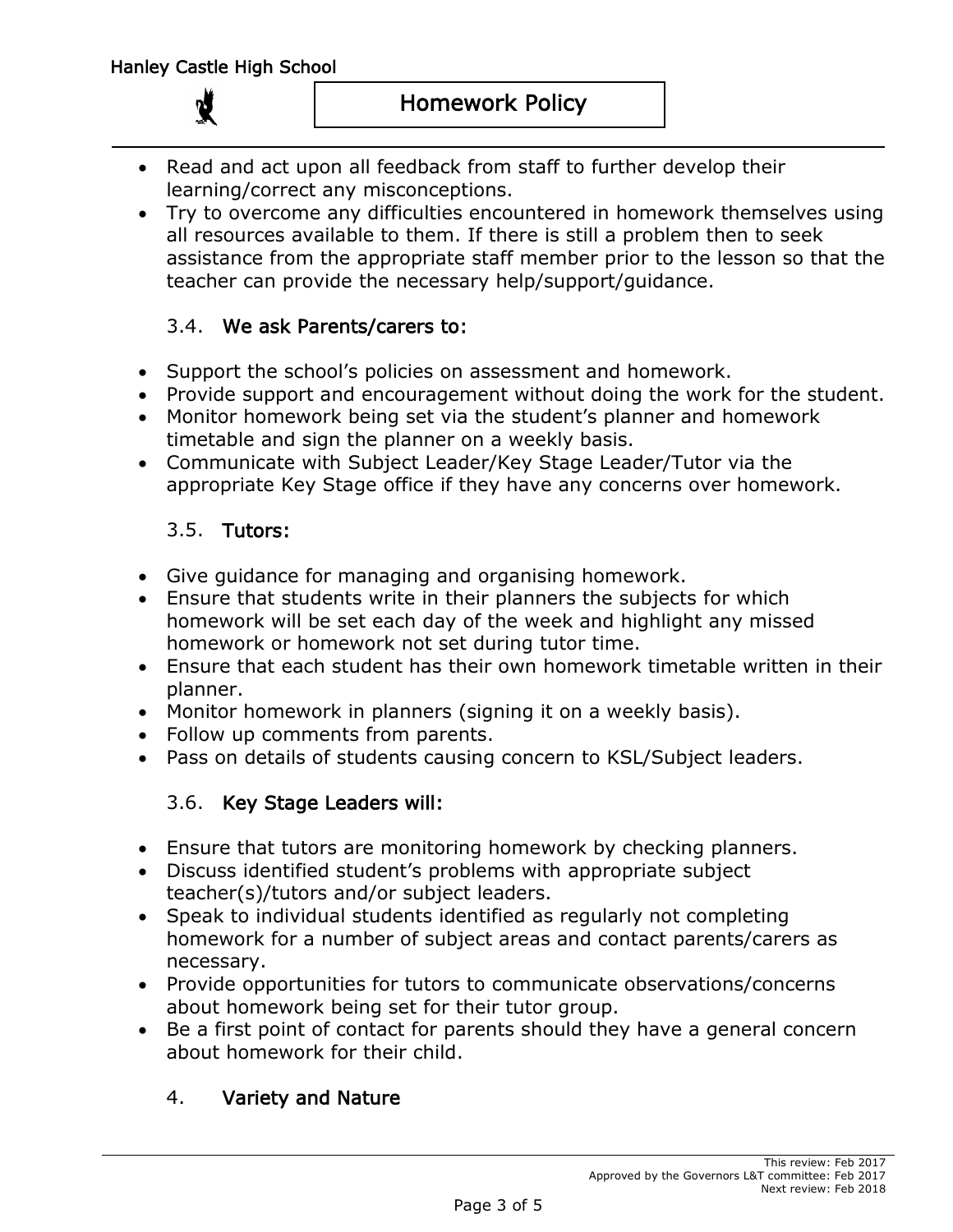- Read and act upon all feedback from staff to further develop their learning/correct any misconceptions.
- Try to overcome any difficulties encountered in homework themselves using all resources available to them. If there is still a problem then to seek assistance from the appropriate staff member prior to the lesson so that the teacher can provide the necessary help/support/guidance.

### 3.4. We ask Parents/carers to:

- Support the school's policies on assessment and homework.
- Provide support and encouragement without doing the work for the student.
- Monitor homework being set via the student's planner and homework timetable and sign the planner on a weekly basis.
- Communicate with Subject Leader/Key Stage Leader/Tutor via the appropriate Key Stage office if they have any concerns over homework.

### 3.5. Tutors:

- Give guidance for managing and organising homework.
- Ensure that students write in their planners the subjects for which homework will be set each day of the week and highlight any missed homework or homework not set during tutor time.
- Ensure that each student has their own homework timetable written in their planner.
- Monitor homework in planners (signing it on a weekly basis).
- Follow up comments from parents.
- Pass on details of students causing concern to KSL/Subject leaders.

### 3.6. Key Stage Leaders will:

- Ensure that tutors are monitoring homework by checking planners.
- Discuss identified student's problems with appropriate subject teacher(s)/tutors and/or subject leaders.
- Speak to individual students identified as regularly not completing homework for a number of subject areas and contact parents/carers as necessary.
- Provide opportunities for tutors to communicate observations/concerns about homework being set for their tutor group.
- Be a first point of contact for parents should they have a general concern about homework for their child.

## 4. Variety and Nature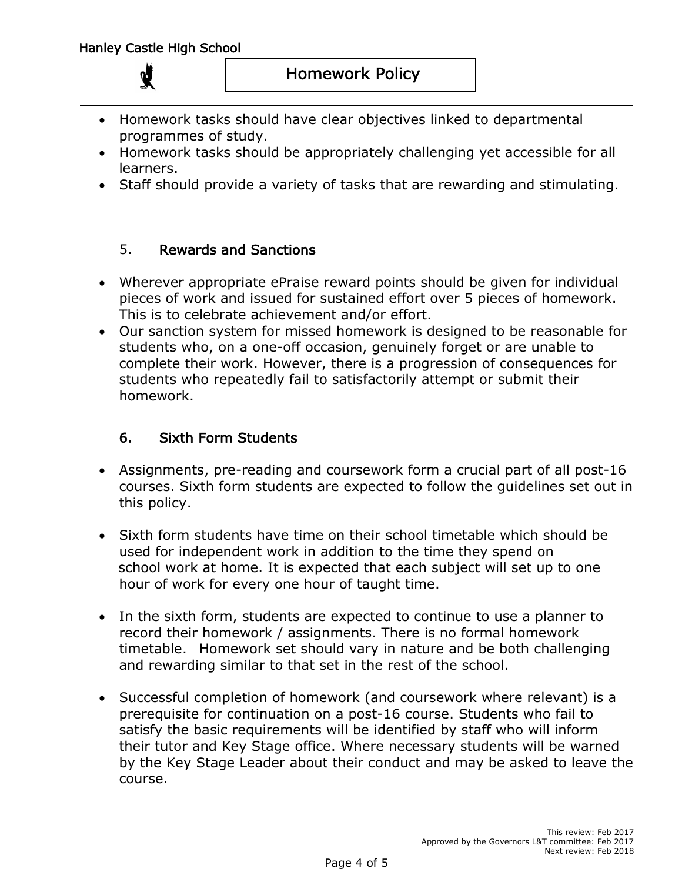- Homework tasks should have clear objectives linked to departmental programmes of study.
- Homework tasks should be appropriately challenging yet accessible for all learners.
- Staff should provide a variety of tasks that are rewarding and stimulating.

## 5. Rewards and Sanctions

- Wherever appropriate ePraise reward points should be given for individual pieces of work and issued for sustained effort over 5 pieces of homework. This is to celebrate achievement and/or effort.
- Our sanction system for missed homework is designed to be reasonable for students who, on a one-off occasion, genuinely forget or are unable to complete their work. However, there is a progression of consequences for students who repeatedly fail to satisfactorily attempt or submit their homework.

## 6. Sixth Form Students

- Assignments, pre-reading and coursework form a crucial part of all post-16 courses. Sixth form students are expected to follow the guidelines set out in this policy.

- Sixth form students have time on their school timetable which should be used for independent work in addition to the time they spend on school work at home. It is expected that each subject will set up to one hour of work for every one hour of taught time.

- In the sixth form, students are expected to continue to use a planner to record their homework / assignments. There is no formal homework timetable. Homework set should vary in nature and be both challenging and rewarding similar to that set in the rest of the school.

- Successful completion of homework (and coursework where relevant) is a prerequisite for continuation on a post-16 course. Students who fail to satisfy the basic requirements will be identified by staff who will inform their tutor and Key Stage office. Where necessary students will be warned by the Key Stage Leader about their conduct and may be asked to leave the course.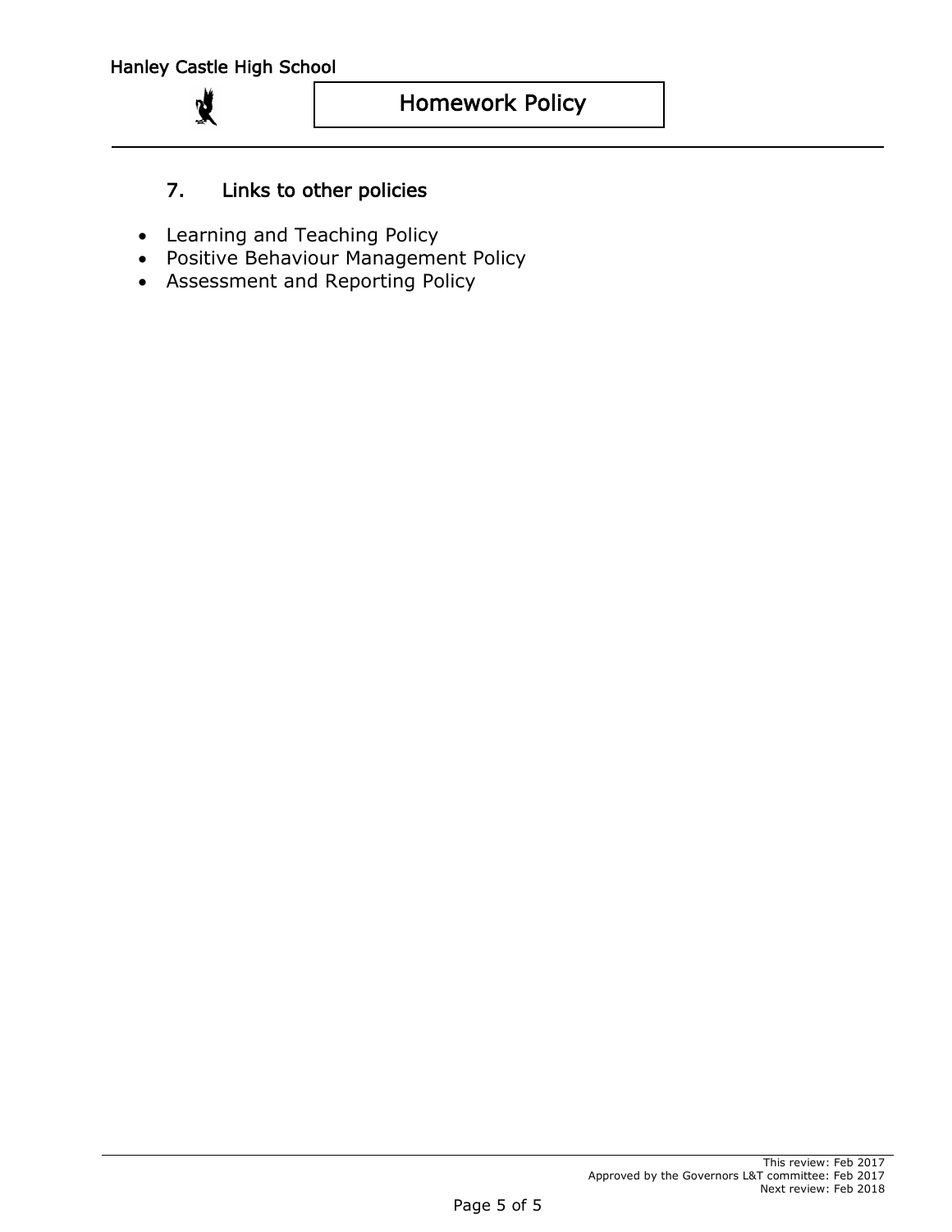## 7. Links to other policies

- Learning and Teaching Policy
- Positive Behaviour Management Policy
- Assessment and Reporting Policy